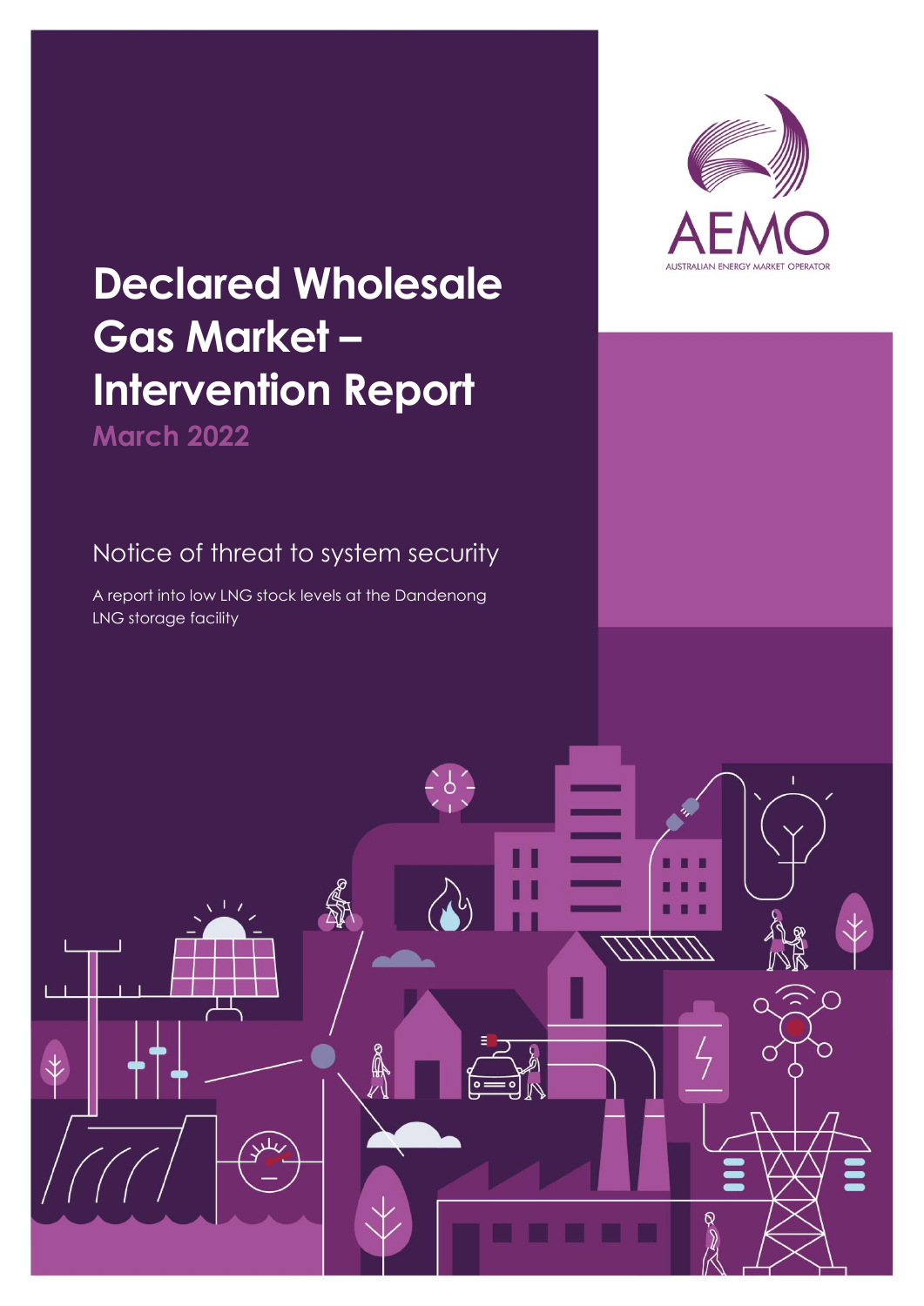AEMO

AUSTRALIAN ENERGY MARKET OPERATOR

# Declared Wholesale Gas Market – Intervention Report

March 2022

## Notice of threat to system security

A report into low LNG stock levels at the Dandenong LNG storage facility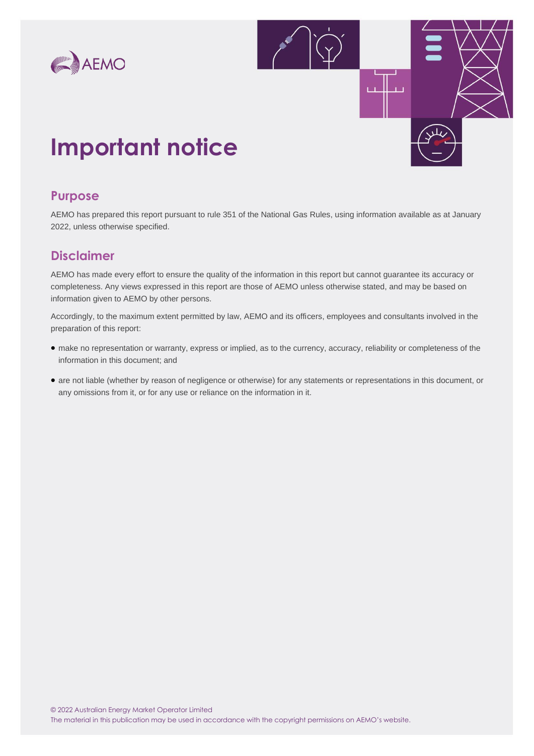# Important notice

## Purpose

AEMO has prepared this report pursuant to rule 351 of the National Gas Rules, using information available as at January 2022, unless otherwise specified.

## Disclaimer

AEMO has made every effort to ensure the quality of the information in this report but cannot guarantee its accuracy or completeness. Any views expressed in this report are those of AEMO unless otherwise stated, and may be based on information given to AEMO by other persons.

Accordingly, to the maximum extent permitted by law, AEMO and its officers, employees and consultants involved in the preparation of this report:

- make no representation or warranty, express or implied, as to the currency, accuracy, reliability or completeness of the information in this document; and
- are not liable (whether by reason of negligence or otherwise) for any statements or representations in this document, or any omissions from it, or for any use or reliance on the information in it.

© 2022 Australian Energy Market Operator Limited
The material in this publication may be used in accordance with the copyright permissions on AEMO's website.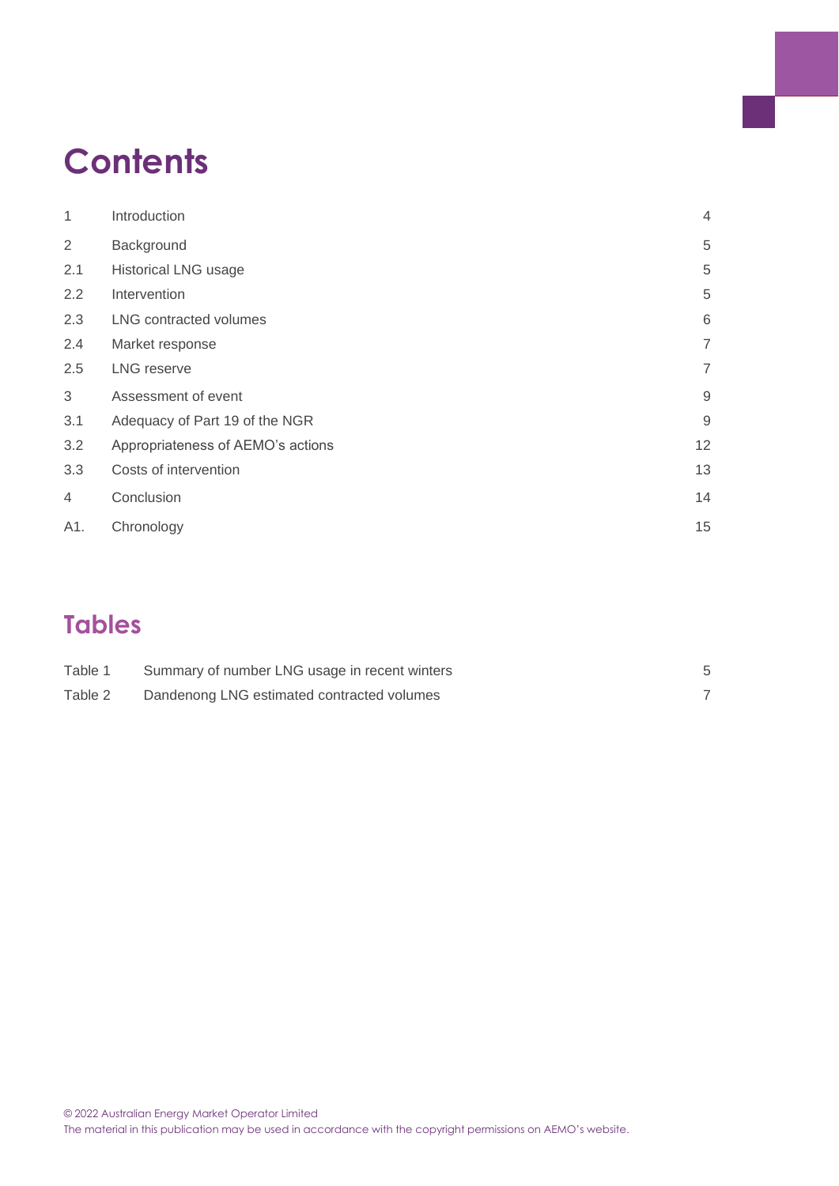# Contents

| | | |
|---|---|---|
| 1 | Introduction | 4 |
| 2 | Background | 5 |
| 2.1 | Historical LNG usage | 5 |
| 2.2 | Intervention | 5 |
| 2.3 | LNG contracted volumes | 6 |
| 2.4 | Market response | 7 |
| 2.5 | LNG reserve | 7 |
| 3 | Assessment of event | 9 |
| 3.1 | Adequacy of Part 19 of the NGR | 9 |
| 3.2 | Appropriateness of AEMO's actions | 12 |
| 3.3 | Costs of intervention | 13 |
| 4 | Conclusion | 14 |
| A1. | Chronology | 15 |

## Tables

| | | |
|---|---|---|
| Table 1 | Summary of number LNG usage in recent winters | 5 |
| Table 2 | Dandenong LNG estimated contracted volumes | 7 |

© 2022 Australian Energy Market Operator Limited
The material in this publication may be used in accordance with the copyright permissions on AEMO's website.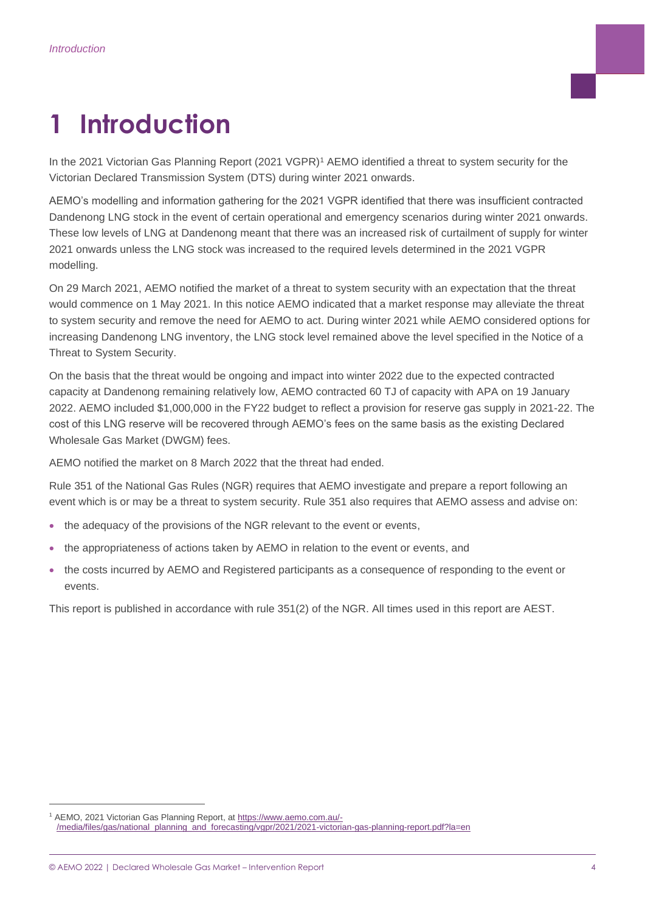# 1 Introduction

In the 2021 Victorian Gas Planning Report (2021 VGPR)[1] AEMO identified a threat to system security for the Victorian Declared Transmission System (DTS) during winter 2021 onwards.

AEMO's modelling and information gathering for the 2021 VGPR identified that there was insufficient contracted Dandenong LNG stock in the event of certain operational and emergency scenarios during winter 2021 onwards. These low levels of LNG at Dandenong meant that there was an increased risk of curtailment of supply for winter 2021 onwards unless the LNG stock was increased to the required levels determined in the 2021 VGPR modelling.

On 29 March 2021, AEMO notified the market of a threat to system security with an expectation that the threat would commence on 1 May 2021. In this notice AEMO indicated that a market response may alleviate the threat to system security and remove the need for AEMO to act. During winter 2021 while AEMO considered options for increasing Dandenong LNG inventory, the LNG stock level remained above the level specified in the Notice of a Threat to System Security.

On the basis that the threat would be ongoing and impact into winter 2022 due to the expected contracted capacity at Dandenong remaining relatively low, AEMO contracted 60 TJ of capacity with APA on 19 January 2022. AEMO included $1,000,000 in the FY22 budget to reflect a provision for reserve gas supply in 2021-22. The cost of this LNG reserve will be recovered through AEMO's fees on the same basis as the existing Declared Wholesale Gas Market (DWGM) fees.

AEMO notified the market on 8 March 2022 that the threat had ended.

Rule 351 of the National Gas Rules (NGR) requires that AEMO investigate and prepare a report following an event which is or may be a threat to system security. Rule 351 also requires that AEMO assess and advise on:

- the adequacy of the provisions of the NGR relevant to the event or events,
- the appropriateness of actions taken by AEMO in relation to the event or events, and
- the costs incurred by AEMO and Registered participants as a consequence of responding to the event or events.

This report is published in accordance with rule 351(2) of the NGR. All times used in this report are AEST.

[1] AEMO, 2021 Victorian Gas Planning Report, at https://www.aemo.com.au/-/media/files/gas/national_planning_and_forecasting/vgpr/2021/2021-victorian-gas-planning-report.pdf?la=en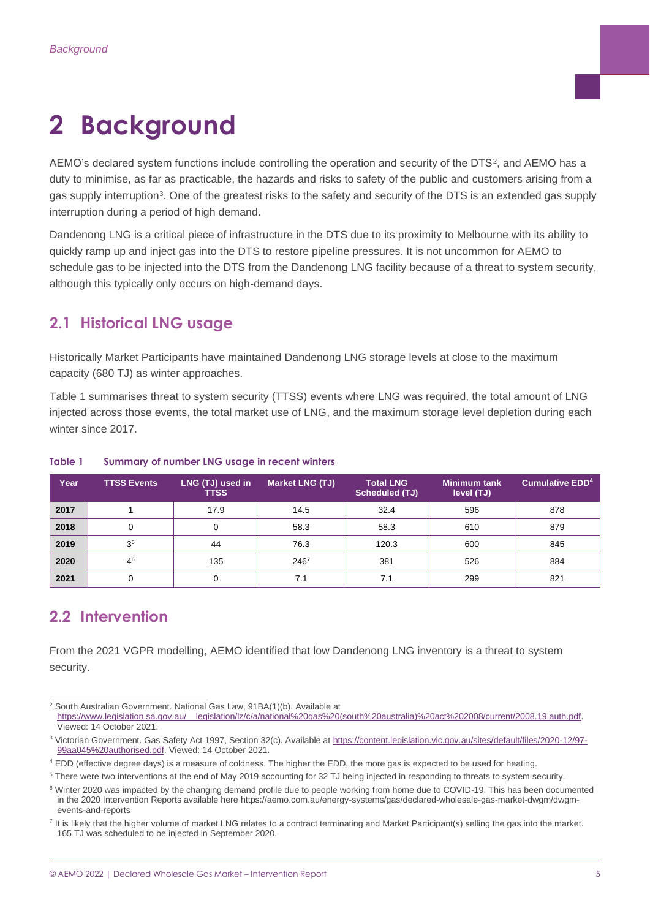# 2 Background

AEMO's declared system functions include controlling the operation and security of the DTS[2], and AEMO has a duty to minimise, as far as practicable, the hazards and risks to safety of the public and customers arising from a gas supply interruption[3]. One of the greatest risks to the safety and security of the DTS is an extended gas supply interruption during a period of high demand.

Dandenong LNG is a critical piece of infrastructure in the DTS due to its proximity to Melbourne with its ability to quickly ramp up and inject gas into the DTS to restore pipeline pressures. It is not uncommon for AEMO to schedule gas to be injected into the DTS from the Dandenong LNG facility because of a threat to system security, although this typically only occurs on high-demand days.

## 2.1 Historical LNG usage

Historically Market Participants have maintained Dandenong LNG storage levels at close to the maximum capacity (680 TJ) as winter approaches.

Table 1 summarises threat to system security (TTSS) events where LNG was required, the total amount of LNG injected across those events, the total market use of LNG, and the maximum storage level depletion during each winter since 2017.

**Table 1 Summary of number LNG usage in recent winters**

| Year | TTSS Events | LNG (TJ) used in TTSS | Market LNG (TJ) | Total LNG Scheduled (TJ) | Minimum tank level (TJ) | Cumulative EDD[4] |
|---|---|---|---|---|---|---|
| **2017** | 1 | 17.9 | 14.5 | 32.4 | 596 | 878 |
| **2018** | 0 | 0 | 58.3 | 58.3 | 610 | 879 |
| **2019** | 3[5] | 44 | 76.3 | 120.3 | 600 | 845 |
| **2020** | 4[6] | 135 | 246[7] | 381 | 526 | 884 |
| **2021** | 0 | 0 | 7.1 | 7.1 | 299 | 821 |

## 2.2 Intervention

From the 2021 VGPR modelling, AEMO identified that low Dandenong LNG inventory is a threat to system security.

---

[2] South Australian Government. National Gas Law, 91BA(1)(b). Available at https://www.legislation.sa.gov.au/__legislation/lz/c/a/national%20gas%20(south%20australia)%20act%202008/current/2008.19.auth.pdf. Viewed: 14 October 2021.

[3] Victorian Government. Gas Safety Act 1997, Section 32(c). Available at https://content.legislation.vic.gov.au/sites/default/files/2020-12/97-99aa045%20authorised.pdf. Viewed: 14 October 2021.

[4] EDD (effective degree days) is a measure of coldness. The higher the EDD, the more gas is expected to be used for heating.

[5] There were two interventions at the end of May 2019 accounting for 32 TJ being injected in responding to threats to system security.

[6] Winter 2020 was impacted by the changing demand profile due to people working from home due to COVID-19. This has been documented in the 2020 Intervention Reports available here https://aemo.com.au/energy-systems/gas/declared-wholesale-gas-market-dwgm/dwgm-events-and-reports

[7] It is likely that the higher volume of market LNG relates to a contract terminating and Market Participant(s) selling the gas into the market. 165 TJ was scheduled to be injected in September 2020.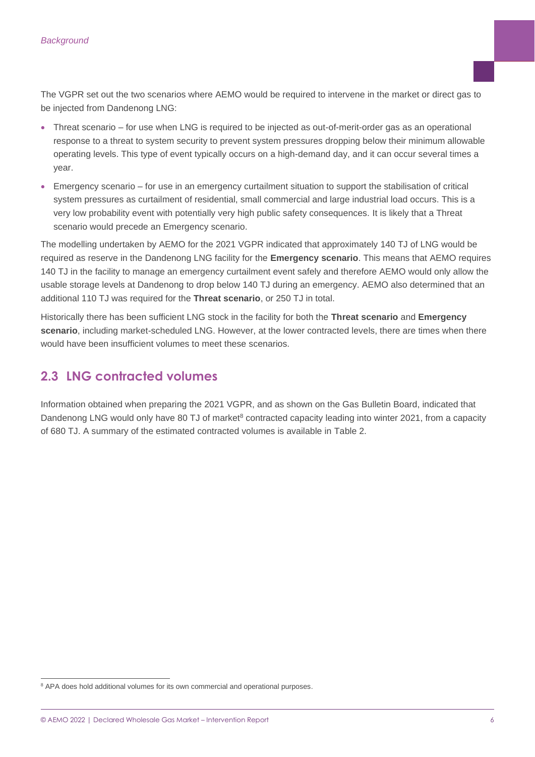The VGPR set out the two scenarios where AEMO would be required to intervene in the market or direct gas to be injected from Dandenong LNG:

- Threat scenario – for use when LNG is required to be injected as out-of-merit-order gas as an operational response to a threat to system security to prevent system pressures dropping below their minimum allowable operating levels. This type of event typically occurs on a high-demand day, and it can occur several times a year.
- Emergency scenario – for use in an emergency curtailment situation to support the stabilisation of critical system pressures as curtailment of residential, small commercial and large industrial load occurs. This is a very low probability event with potentially very high public safety consequences. It is likely that a Threat scenario would precede an Emergency scenario.

The modelling undertaken by AEMO for the 2021 VGPR indicated that approximately 140 TJ of LNG would be required as reserve in the Dandenong LNG facility for the **Emergency scenario**. This means that AEMO requires 140 TJ in the facility to manage an emergency curtailment event safely and therefore AEMO would only allow the usable storage levels at Dandenong to drop below 140 TJ during an emergency. AEMO also determined that an additional 110 TJ was required for the **Threat scenario**, or 250 TJ in total.

Historically there has been sufficient LNG stock in the facility for both the **Threat scenario** and **Emergency scenario**, including market-scheduled LNG. However, at the lower contracted levels, there are times when there would have been insufficient volumes to meet these scenarios.

## 2.3 LNG contracted volumes

Information obtained when preparing the 2021 VGPR, and as shown on the Gas Bulletin Board, indicated that Dandenong LNG would only have 80 TJ of market[8] contracted capacity leading into winter 2021, from a capacity of 680 TJ. A summary of the estimated contracted volumes is available in Table 2.

[8] APA does hold additional volumes for its own commercial and operational purposes.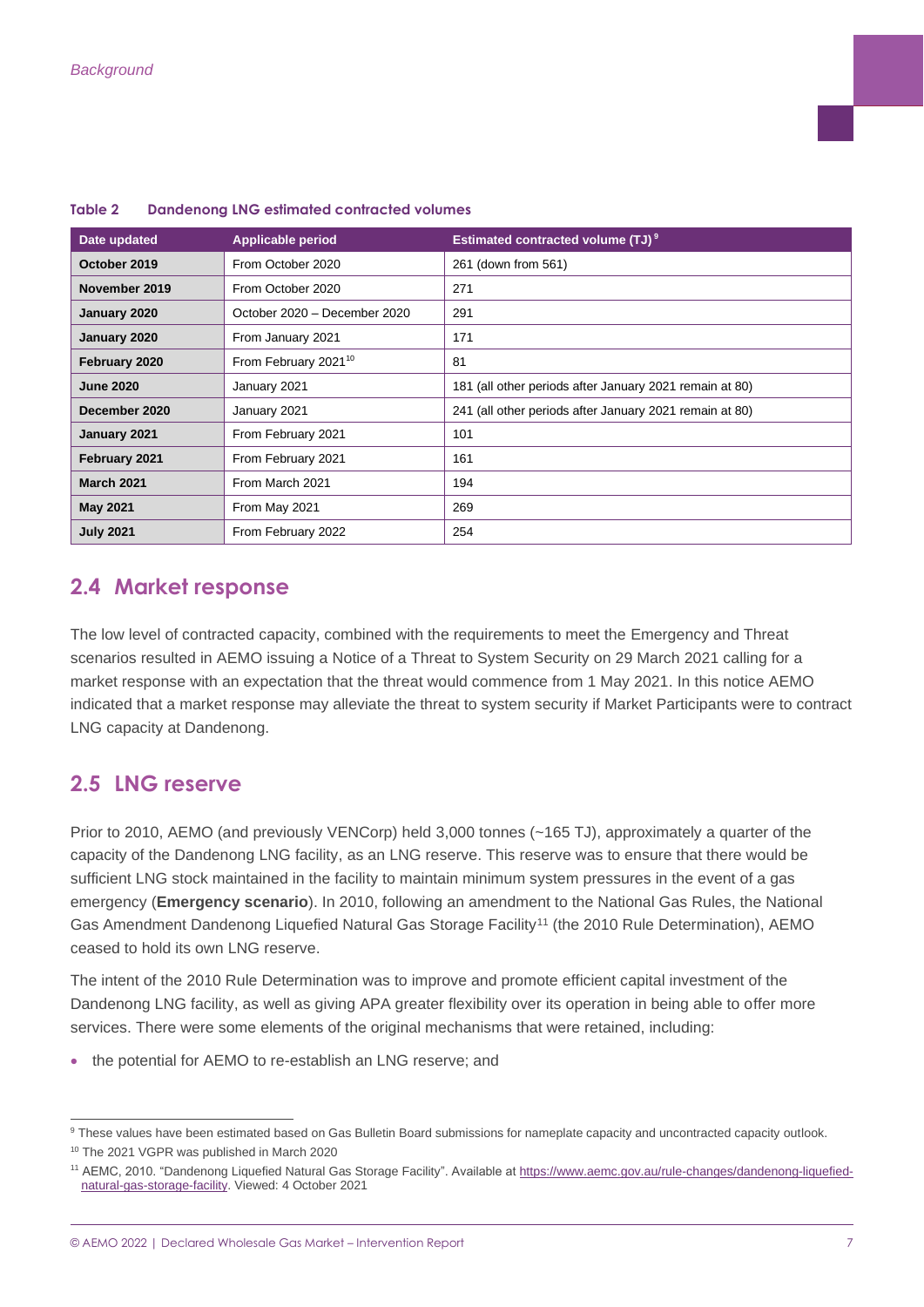**Table 2 Dandenong LNG estimated contracted volumes**

| Date updated | Applicable period | Estimated contracted volume (TJ)[9] |
|---|---|---|
| **October 2019** | From October 2020 | 261 (down from 561) |
| **November 2019** | From October 2020 | 271 |
| **January 2020** | October 2020 – December 2020 | 291 |
| **January 2020** | From January 2021 | 171 |
| **February 2020** | From February 2021[10] | 81 |
| **June 2020** | January 2021 | 181 (all other periods after January 2021 remain at 80) |
| **December 2020** | January 2021 | 241 (all other periods after January 2021 remain at 80) |
| **January 2021** | From February 2021 | 101 |
| **February 2021** | From February 2021 | 161 |
| **March 2021** | From March 2021 | 194 |
| **May 2021** | From May 2021 | 269 |
| **July 2021** | From February 2022 | 254 |

## 2.4 Market response

The low level of contracted capacity, combined with the requirements to meet the Emergency and Threat scenarios resulted in AEMO issuing a Notice of a Threat to System Security on 29 March 2021 calling for a market response with an expectation that the threat would commence from 1 May 2021. In this notice AEMO indicated that a market response may alleviate the threat to system security if Market Participants were to contract LNG capacity at Dandenong.

## 2.5 LNG reserve

Prior to 2010, AEMO (and previously VENCorp) held 3,000 tonnes (~165 TJ), approximately a quarter of the capacity of the Dandenong LNG facility, as an LNG reserve. This reserve was to ensure that there would be sufficient LNG stock maintained in the facility to maintain minimum system pressures in the event of a gas emergency (**Emergency scenario**). In 2010, following an amendment to the National Gas Rules, the National Gas Amendment Dandenong Liquefied Natural Gas Storage Facility[11] (the 2010 Rule Determination), AEMO ceased to hold its own LNG reserve.

The intent of the 2010 Rule Determination was to improve and promote efficient capital investment of the Dandenong LNG facility, as well as giving APA greater flexibility over its operation in being able to offer more services. There were some elements of the original mechanisms that were retained, including:

- the potential for AEMO to re-establish an LNG reserve; and

---

[9] These values have been estimated based on Gas Bulletin Board submissions for nameplate capacity and uncontracted capacity outlook.

[10] The 2021 VGPR was published in March 2020

[11] AEMC, 2010. "Dandenong Liquefied Natural Gas Storage Facility". Available at https://www.aemc.gov.au/rule-changes/dandenong-liquefied-natural-gas-storage-facility. Viewed: 4 October 2021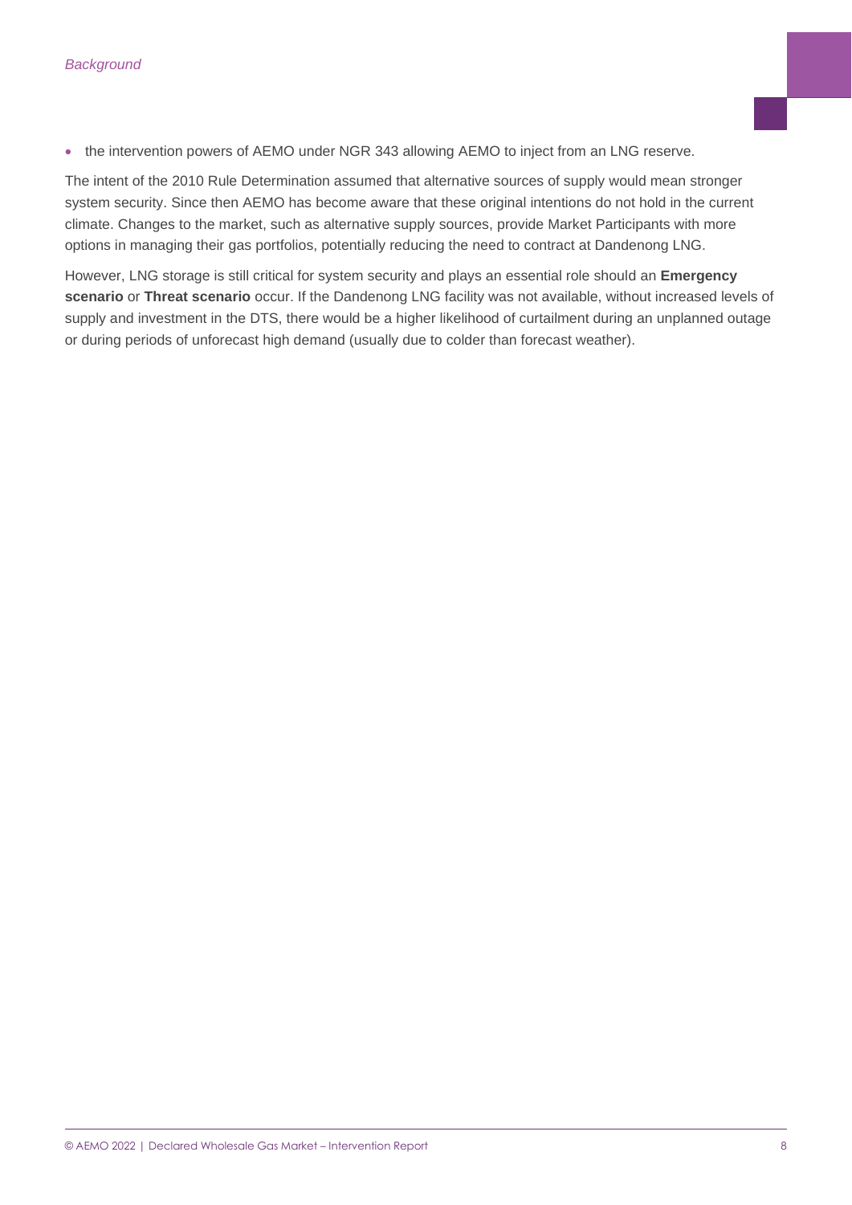- the intervention powers of AEMO under NGR 343 allowing AEMO to inject from an LNG reserve.

The intent of the 2010 Rule Determination assumed that alternative sources of supply would mean stronger system security. Since then AEMO has become aware that these original intentions do not hold in the current climate. Changes to the market, such as alternative supply sources, provide Market Participants with more options in managing their gas portfolios, potentially reducing the need to contract at Dandenong LNG.

However, LNG storage is still critical for system security and plays an essential role should an **Emergency scenario** or **Threat scenario** occur. If the Dandenong LNG facility was not available, without increased levels of supply and investment in the DTS, there would be a higher likelihood of curtailment during an unplanned outage or during periods of unforecast high demand (usually due to colder than forecast weather).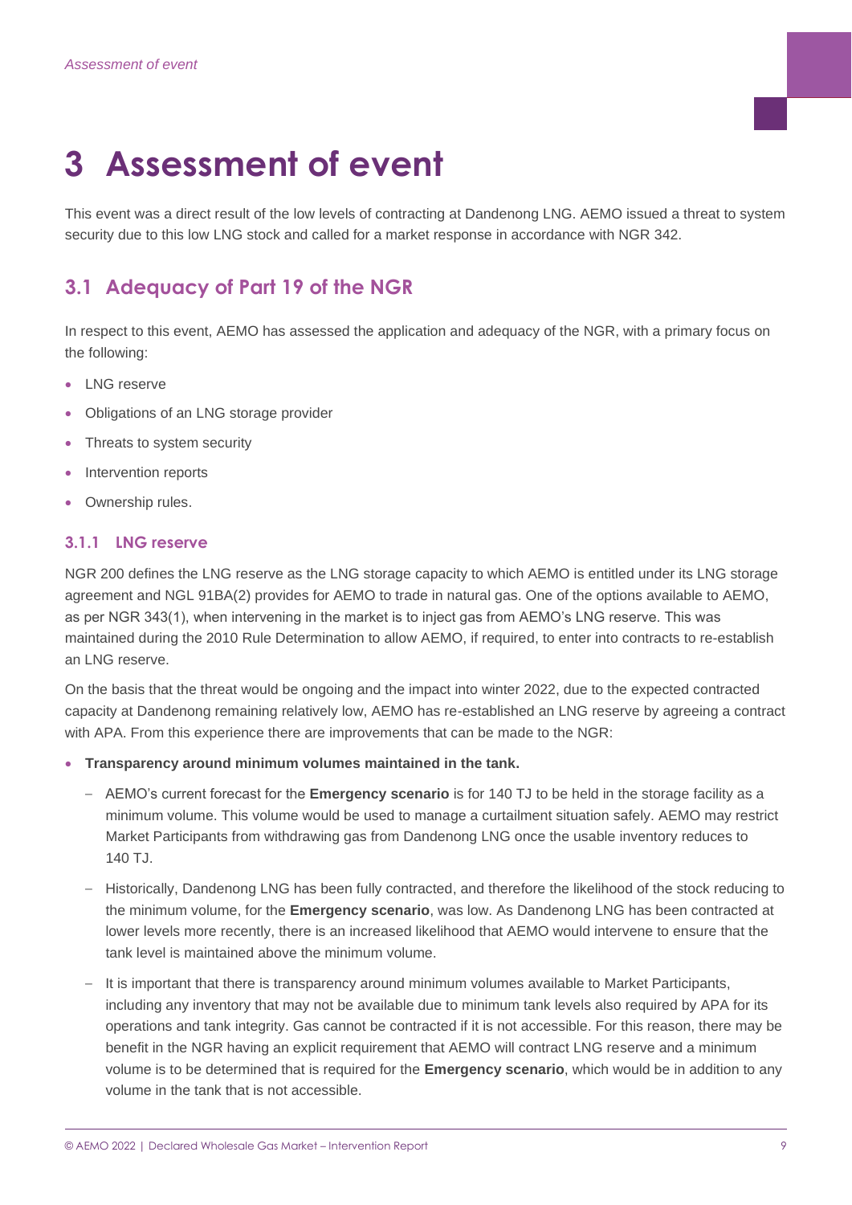# 3 Assessment of event

This event was a direct result of the low levels of contracting at Dandenong LNG. AEMO issued a threat to system security due to this low LNG stock and called for a market response in accordance with NGR 342.

## 3.1 Adequacy of Part 19 of the NGR

In respect to this event, AEMO has assessed the application and adequacy of the NGR, with a primary focus on the following:

- LNG reserve
- Obligations of an LNG storage provider
- Threats to system security
- Intervention reports
- Ownership rules.

### 3.1.1 LNG reserve

NGR 200 defines the LNG reserve as the LNG storage capacity to which AEMO is entitled under its LNG storage agreement and NGL 91BA(2) provides for AEMO to trade in natural gas. One of the options available to AEMO, as per NGR 343(1), when intervening in the market is to inject gas from AEMO's LNG reserve. This was maintained during the 2010 Rule Determination to allow AEMO, if required, to enter into contracts to re-establish an LNG reserve.

On the basis that the threat would be ongoing and the impact into winter 2022, due to the expected contracted capacity at Dandenong remaining relatively low, AEMO has re-established an LNG reserve by agreeing a contract with APA. From this experience there are improvements that can be made to the NGR:

- **Transparency around minimum volumes maintained in the tank.**
  - AEMO's current forecast for the **Emergency scenario** is for 140 TJ to be held in the storage facility as a minimum volume. This volume would be used to manage a curtailment situation safely. AEMO may restrict Market Participants from withdrawing gas from Dandenong LNG once the usable inventory reduces to 140 TJ.
  - Historically, Dandenong LNG has been fully contracted, and therefore the likelihood of the stock reducing to the minimum volume, for the **Emergency scenario**, was low. As Dandenong LNG has been contracted at lower levels more recently, there is an increased likelihood that AEMO would intervene to ensure that the tank level is maintained above the minimum volume.
  - It is important that there is transparency around minimum volumes available to Market Participants, including any inventory that may not be available due to minimum tank levels also required by APA for its operations and tank integrity. Gas cannot be contracted if it is not accessible. For this reason, there may be benefit in the NGR having an explicit requirement that AEMO will contract LNG reserve and a minimum volume is to be determined that is required for the **Emergency scenario**, which would be in addition to any volume in the tank that is not accessible.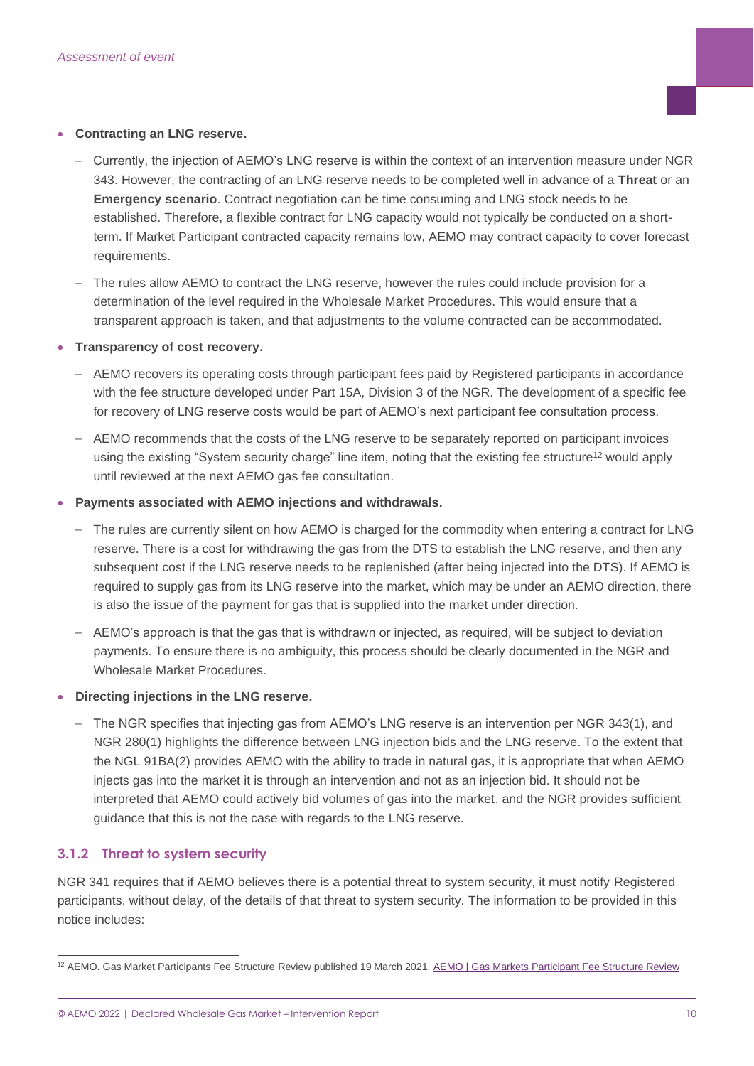- **Contracting an LNG reserve.**
  - Currently, the injection of AEMO's LNG reserve is within the context of an intervention measure under NGR 343. However, the contracting of an LNG reserve needs to be completed well in advance of a **Threat** or an **Emergency scenario**. Contract negotiation can be time consuming and LNG stock needs to be established. Therefore, a flexible contract for LNG capacity would not typically be conducted on a short-term. If Market Participant contracted capacity remains low, AEMO may contract capacity to cover forecast requirements.
  - The rules allow AEMO to contract the LNG reserve, however the rules could include provision for a determination of the level required in the Wholesale Market Procedures. This would ensure that a transparent approach is taken, and that adjustments to the volume contracted can be accommodated.
- **Transparency of cost recovery.**
  - AEMO recovers its operating costs through participant fees paid by Registered participants in accordance with the fee structure developed under Part 15A, Division 3 of the NGR. The development of a specific fee for recovery of LNG reserve costs would be part of AEMO's next participant fee consultation process.
  - AEMO recommends that the costs of the LNG reserve to be separately reported on participant invoices using the existing "System security charge" line item, noting that the existing fee structure[12] would apply until reviewed at the next AEMO gas fee consultation.
- **Payments associated with AEMO injections and withdrawals.**
  - The rules are currently silent on how AEMO is charged for the commodity when entering a contract for LNG reserve. There is a cost for withdrawing the gas from the DTS to establish the LNG reserve, and then any subsequent cost if the LNG reserve needs to be replenished (after being injected into the DTS). If AEMO is required to supply gas from its LNG reserve into the market, which may be under an AEMO direction, there is also the issue of the payment for gas that is supplied into the market under direction.
  - AEMO's approach is that the gas that is withdrawn or injected, as required, will be subject to deviation payments. To ensure there is no ambiguity, this process should be clearly documented in the NGR and Wholesale Market Procedures.
- **Directing injections in the LNG reserve.**
  - The NGR specifies that injecting gas from AEMO's LNG reserve is an intervention per NGR 343(1), and NGR 280(1) highlights the difference between LNG injection bids and the LNG reserve. To the extent that the NGL 91BA(2) provides AEMO with the ability to trade in natural gas, it is appropriate that when AEMO injects gas into the market it is through an intervention and not as an injection bid. It should not be interpreted that AEMO could actively bid volumes of gas into the market, and the NGR provides sufficient guidance that this is not the case with regards to the LNG reserve.

### 3.1.2 Threat to system security

NGR 341 requires that if AEMO believes there is a potential threat to system security, it must notify Registered participants, without delay, of the details of that threat to system security. The information to be provided in this notice includes:

---

[12] AEMO. Gas Market Participants Fee Structure Review published 19 March 2021. AEMO | Gas Markets Participant Fee Structure Review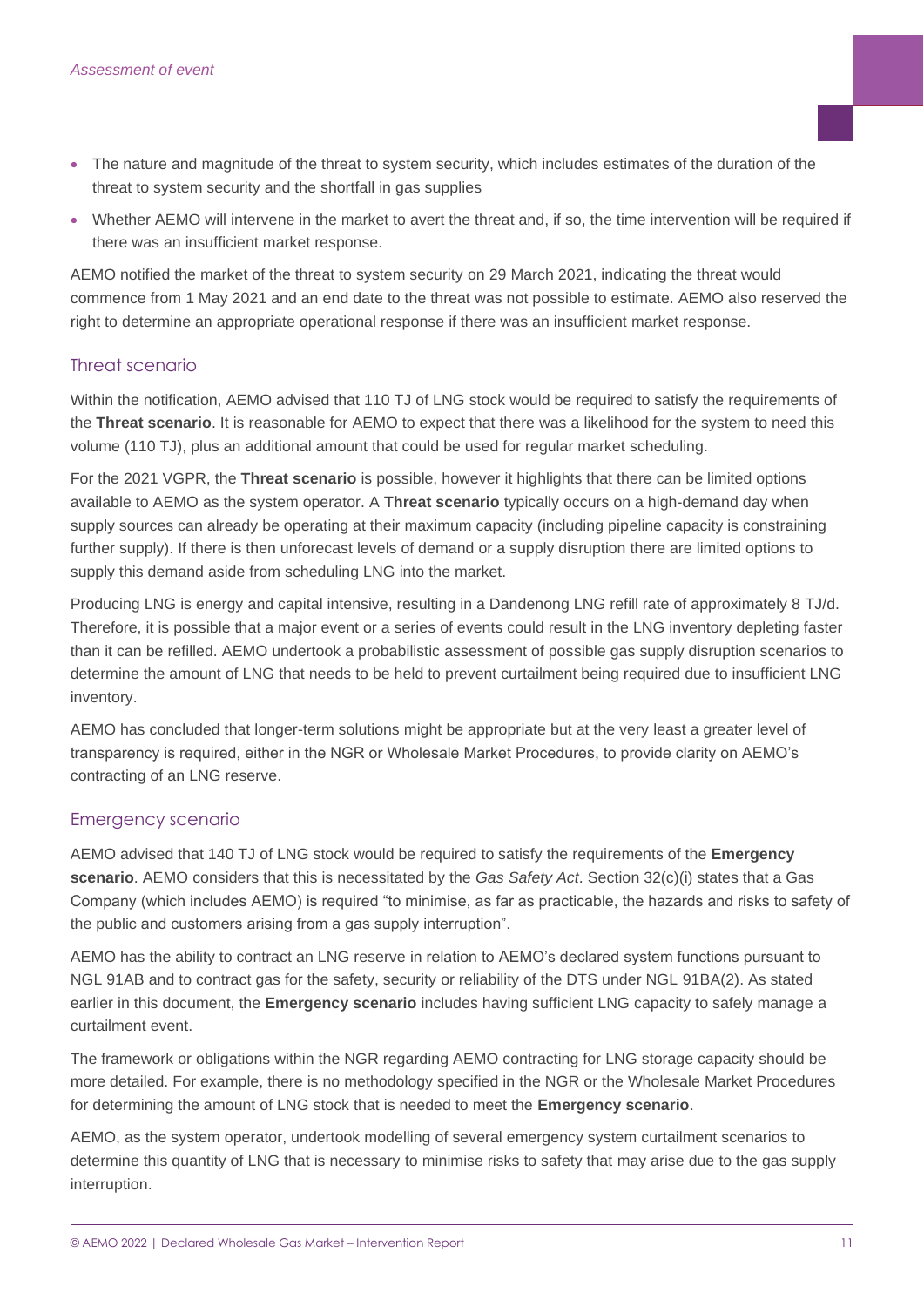- The nature and magnitude of the threat to system security, which includes estimates of the duration of the threat to system security and the shortfall in gas supplies
- Whether AEMO will intervene in the market to avert the threat and, if so, the time intervention will be required if there was an insufficient market response.

AEMO notified the market of the threat to system security on 29 March 2021, indicating the threat would commence from 1 May 2021 and an end date to the threat was not possible to estimate. AEMO also reserved the right to determine an appropriate operational response if there was an insufficient market response.

### Threat scenario

Within the notification, AEMO advised that 110 TJ of LNG stock would be required to satisfy the requirements of the **Threat scenario**. It is reasonable for AEMO to expect that there was a likelihood for the system to need this volume (110 TJ), plus an additional amount that could be used for regular market scheduling.

For the 2021 VGPR, the **Threat scenario** is possible, however it highlights that there can be limited options available to AEMO as the system operator. A **Threat scenario** typically occurs on a high-demand day when supply sources can already be operating at their maximum capacity (including pipeline capacity is constraining further supply). If there is then unforecast levels of demand or a supply disruption there are limited options to supply this demand aside from scheduling LNG into the market.

Producing LNG is energy and capital intensive, resulting in a Dandenong LNG refill rate of approximately 8 TJ/d. Therefore, it is possible that a major event or a series of events could result in the LNG inventory depleting faster than it can be refilled. AEMO undertook a probabilistic assessment of possible gas supply disruption scenarios to determine the amount of LNG that needs to be held to prevent curtailment being required due to insufficient LNG inventory.

AEMO has concluded that longer-term solutions might be appropriate but at the very least a greater level of transparency is required, either in the NGR or Wholesale Market Procedures, to provide clarity on AEMO's contracting of an LNG reserve.

### Emergency scenario

AEMO advised that 140 TJ of LNG stock would be required to satisfy the requirements of the **Emergency scenario**. AEMO considers that this is necessitated by the *Gas Safety Act*. Section 32(c)(i) states that a Gas Company (which includes AEMO) is required "to minimise, as far as practicable, the hazards and risks to safety of the public and customers arising from a gas supply interruption".

AEMO has the ability to contract an LNG reserve in relation to AEMO's declared system functions pursuant to NGL 91AB and to contract gas for the safety, security or reliability of the DTS under NGL 91BA(2). As stated earlier in this document, the **Emergency scenario** includes having sufficient LNG capacity to safely manage a curtailment event.

The framework or obligations within the NGR regarding AEMO contracting for LNG storage capacity should be more detailed. For example, there is no methodology specified in the NGR or the Wholesale Market Procedures for determining the amount of LNG stock that is needed to meet the **Emergency scenario**.

AEMO, as the system operator, undertook modelling of several emergency system curtailment scenarios to determine this quantity of LNG that is necessary to minimise risks to safety that may arise due to the gas supply interruption.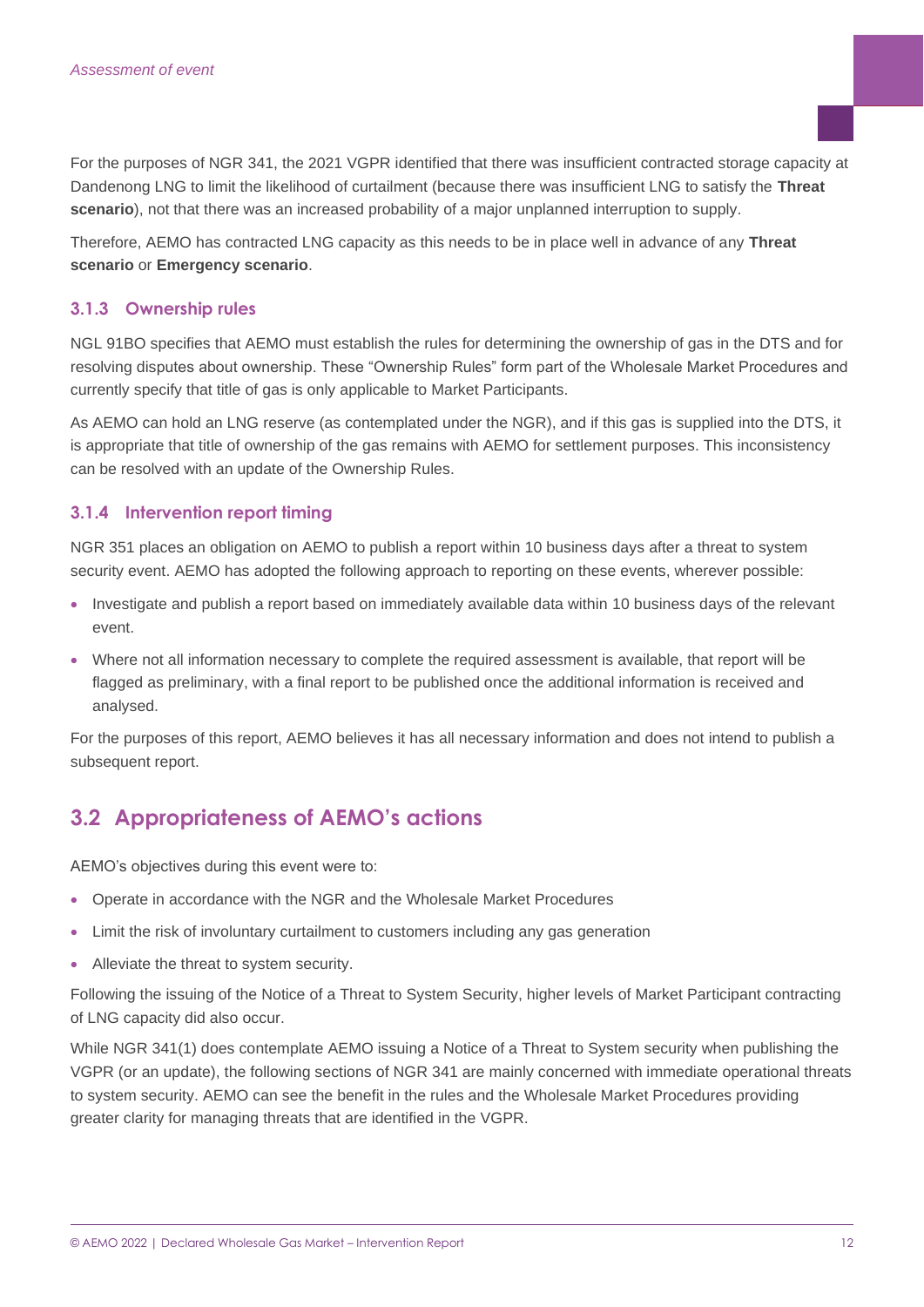For the purposes of NGR 341, the 2021 VGPR identified that there was insufficient contracted storage capacity at Dandenong LNG to limit the likelihood of curtailment (because there was insufficient LNG to satisfy the **Threat scenario**), not that there was an increased probability of a major unplanned interruption to supply.

Therefore, AEMO has contracted LNG capacity as this needs to be in place well in advance of any **Threat scenario** or **Emergency scenario**.

### 3.1.3 Ownership rules

NGL 91BO specifies that AEMO must establish the rules for determining the ownership of gas in the DTS and for resolving disputes about ownership. These "Ownership Rules" form part of the Wholesale Market Procedures and currently specify that title of gas is only applicable to Market Participants.

As AEMO can hold an LNG reserve (as contemplated under the NGR), and if this gas is supplied into the DTS, it is appropriate that title of ownership of the gas remains with AEMO for settlement purposes. This inconsistency can be resolved with an update of the Ownership Rules.

### 3.1.4 Intervention report timing

NGR 351 places an obligation on AEMO to publish a report within 10 business days after a threat to system security event. AEMO has adopted the following approach to reporting on these events, wherever possible:

- Investigate and publish a report based on immediately available data within 10 business days of the relevant event.
- Where not all information necessary to complete the required assessment is available, that report will be flagged as preliminary, with a final report to be published once the additional information is received and analysed.

For the purposes of this report, AEMO believes it has all necessary information and does not intend to publish a subsequent report.

## 3.2 Appropriateness of AEMO's actions

AEMO's objectives during this event were to:

- Operate in accordance with the NGR and the Wholesale Market Procedures
- Limit the risk of involuntary curtailment to customers including any gas generation
- Alleviate the threat to system security.

Following the issuing of the Notice of a Threat to System Security, higher levels of Market Participant contracting of LNG capacity did also occur.

While NGR 341(1) does contemplate AEMO issuing a Notice of a Threat to System security when publishing the VGPR (or an update), the following sections of NGR 341 are mainly concerned with immediate operational threats to system security. AEMO can see the benefit in the rules and the Wholesale Market Procedures providing greater clarity for managing threats that are identified in the VGPR.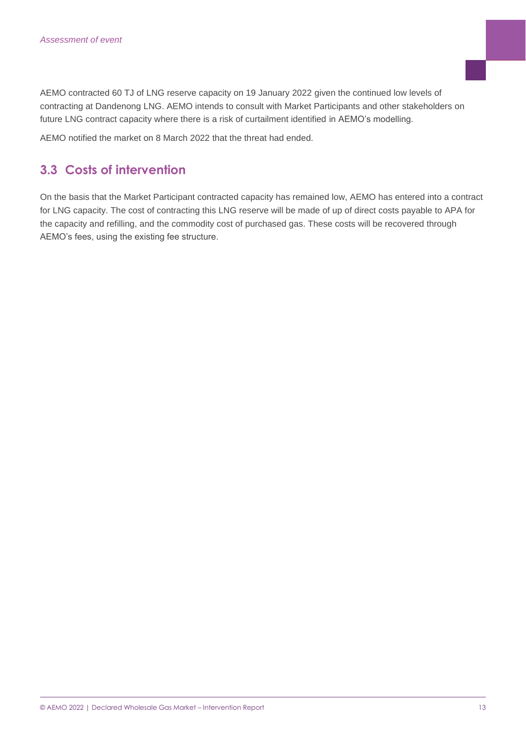AEMO contracted 60 TJ of LNG reserve capacity on 19 January 2022 given the continued low levels of contracting at Dandenong LNG. AEMO intends to consult with Market Participants and other stakeholders on future LNG contract capacity where there is a risk of curtailment identified in AEMO's modelling.

AEMO notified the market on 8 March 2022 that the threat had ended.

## 3.3 Costs of intervention

On the basis that the Market Participant contracted capacity has remained low, AEMO has entered into a contract for LNG capacity. The cost of contracting this LNG reserve will be made of up of direct costs payable to APA for the capacity and refilling, and the commodity cost of purchased gas. These costs will be recovered through AEMO's fees, using the existing fee structure.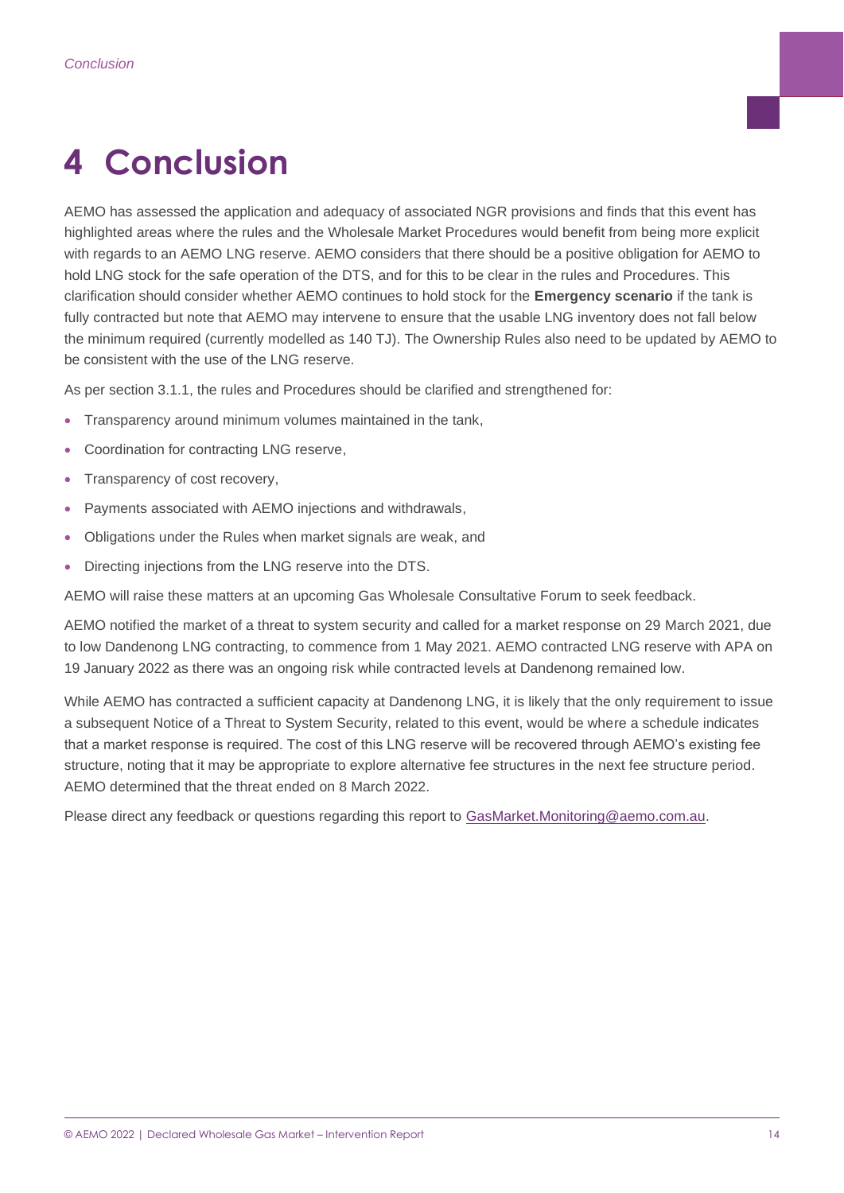# 4 Conclusion

AEMO has assessed the application and adequacy of associated NGR provisions and finds that this event has highlighted areas where the rules and the Wholesale Market Procedures would benefit from being more explicit with regards to an AEMO LNG reserve. AEMO considers that there should be a positive obligation for AEMO to hold LNG stock for the safe operation of the DTS, and for this to be clear in the rules and Procedures. This clarification should consider whether AEMO continues to hold stock for the **Emergency scenario** if the tank is fully contracted but note that AEMO may intervene to ensure that the usable LNG inventory does not fall below the minimum required (currently modelled as 140 TJ). The Ownership Rules also need to be updated by AEMO to be consistent with the use of the LNG reserve.

As per section 3.1.1, the rules and Procedures should be clarified and strengthened for:

- Transparency around minimum volumes maintained in the tank,
- Coordination for contracting LNG reserve,
- Transparency of cost recovery,
- Payments associated with AEMO injections and withdrawals,
- Obligations under the Rules when market signals are weak, and
- Directing injections from the LNG reserve into the DTS.

AEMO will raise these matters at an upcoming Gas Wholesale Consultative Forum to seek feedback.

AEMO notified the market of a threat to system security and called for a market response on 29 March 2021, due to low Dandenong LNG contracting, to commence from 1 May 2021. AEMO contracted LNG reserve with APA on 19 January 2022 as there was an ongoing risk while contracted levels at Dandenong remained low.

While AEMO has contracted a sufficient capacity at Dandenong LNG, it is likely that the only requirement to issue a subsequent Notice of a Threat to System Security, related to this event, would be where a schedule indicates that a market response is required. The cost of this LNG reserve will be recovered through AEMO's existing fee structure, noting that it may be appropriate to explore alternative fee structures in the next fee structure period. AEMO determined that the threat ended on 8 March 2022.

Please direct any feedback or questions regarding this report to GasMarket.Monitoring@aemo.com.au.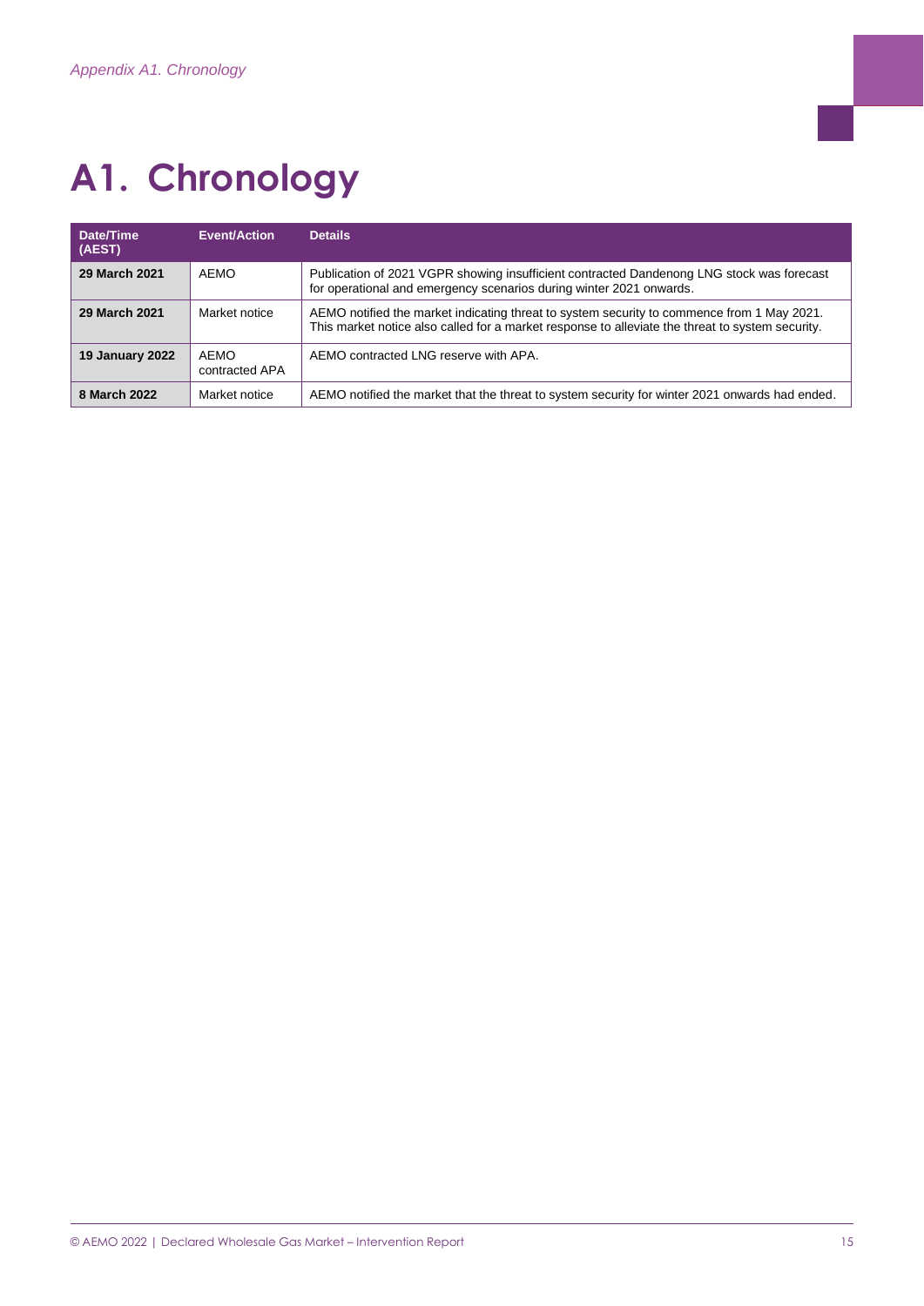# A1. Chronology

| Date/Time (AEST) | Event/Action | Details |
|---|---|---|
| **29 March 2021** | AEMO | Publication of 2021 VGPR showing insufficient contracted Dandenong LNG stock was forecast for operational and emergency scenarios during winter 2021 onwards. |
| **29 March 2021** | Market notice | AEMO notified the market indicating threat to system security to commence from 1 May 2021. This market notice also called for a market response to alleviate the threat to system security. |
| **19 January 2022** | AEMO contracted APA | AEMO contracted LNG reserve with APA. |
| **8 March 2022** | Market notice | AEMO notified the market that the threat to system security for winter 2021 onwards had ended. |